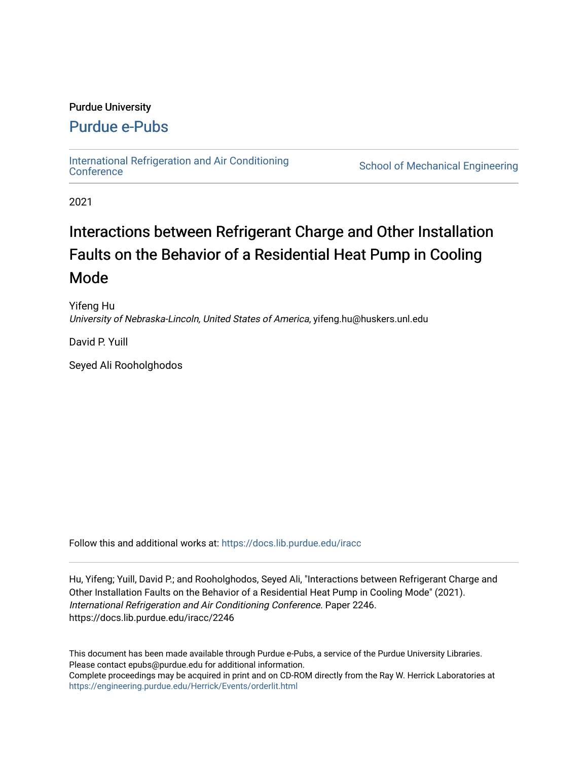Purdue University

# Purdue e-Pubs

International Refrigeration and Air Conditioning Conference | School of Mechanical Engineering

2021

# Interactions between Refrigerant Charge and Other Installation Faults on the Behavior of a Residential Heat Pump in Cooling Mode

Yifeng Hu
*University of Nebraska-Lincoln, United States of America*, yifeng.hu@huskers.unl.edu

David P. Yuill

Seyed Ali Rooholghodos

Follow this and additional works at: https://docs.lib.purdue.edu/iracc

Hu, Yifeng; Yuill, David P.; and Rooholghodos, Seyed Ali, "Interactions between Refrigerant Charge and Other Installation Faults on the Behavior of a Residential Heat Pump in Cooling Mode" (2021). *International Refrigeration and Air Conditioning Conference*. Paper 2246.
https://docs.lib.purdue.edu/iracc/2246

This document has been made available through Purdue e-Pubs, a service of the Purdue University Libraries.
Please contact epubs@purdue.edu for additional information.
Complete proceedings may be acquired in print and on CD-ROM directly from the Ray W. Herrick Laboratories at https://engineering.purdue.edu/Herrick/Events/orderlit.html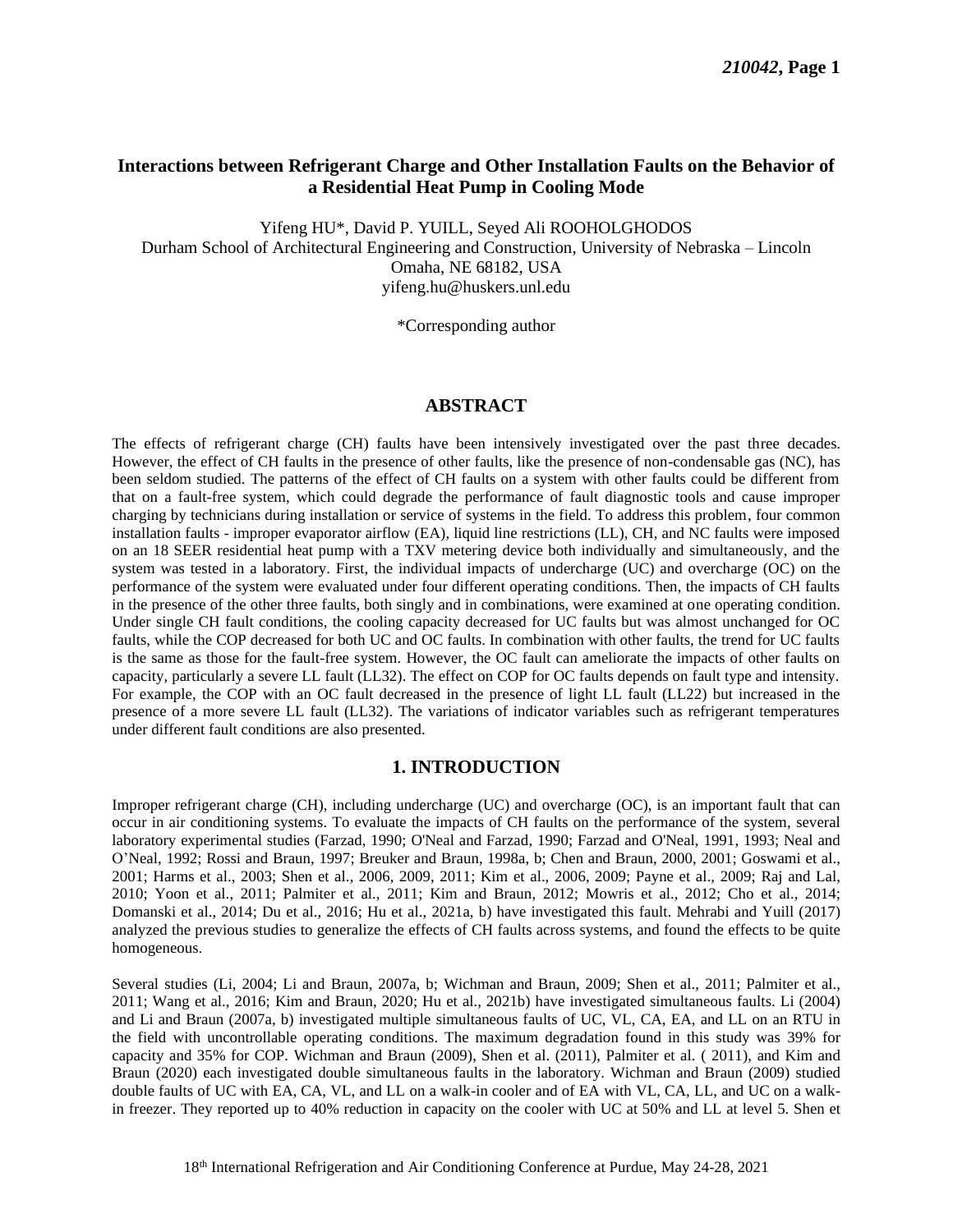# Interactions between Refrigerant Charge and Other Installation Faults on the Behavior of a Residential Heat Pump in Cooling Mode

Yifeng HU*, David P. YUILL, Seyed Ali ROOHOLGHODOS
Durham School of Architectural Engineering and Construction, University of Nebraska – Lincoln
Omaha, NE 68182, USA
yifeng.hu@huskers.unl.edu

*Corresponding author

## ABSTRACT

The effects of refrigerant charge (CH) faults have been intensively investigated over the past three decades. However, the effect of CH faults in the presence of other faults, like the presence of non-condensable gas (NC), has been seldom studied. The patterns of the effect of CH faults on a system with other faults could be different from that on a fault-free system, which could degrade the performance of fault diagnostic tools and cause improper charging by technicians during installation or service of systems in the field. To address this problem, four common installation faults - improper evaporator airflow (EA), liquid line restrictions (LL), CH, and NC faults were imposed on an 18 SEER residential heat pump with a TXV metering device both individually and simultaneously, and the system was tested in a laboratory. First, the individual impacts of undercharge (UC) and overcharge (OC) on the performance of the system were evaluated under four different operating conditions. Then, the impacts of CH faults in the presence of the other three faults, both singly and in combinations, were examined at one operating condition. Under single CH fault conditions, the cooling capacity decreased for UC faults but was almost unchanged for OC faults, while the COP decreased for both UC and OC faults. In combination with other faults, the trend for UC faults is the same as those for the fault-free system. However, the OC fault can ameliorate the impacts of other faults on capacity, particularly a severe LL fault (LL32). The effect on COP for OC faults depends on fault type and intensity. For example, the COP with an OC fault decreased in the presence of light LL fault (LL22) but increased in the presence of a more severe LL fault (LL32). The variations of indicator variables such as refrigerant temperatures under different fault conditions are also presented.

## 1. INTRODUCTION

Improper refrigerant charge (CH), including undercharge (UC) and overcharge (OC), is an important fault that can occur in air conditioning systems. To evaluate the impacts of CH faults on the performance of the system, several laboratory experimental studies (Farzad, 1990; O'Neal and Farzad, 1990; Farzad and O'Neal, 1991, 1993; Neal and O'Neal, 1992; Rossi and Braun, 1997; Breuker and Braun, 1998a, b; Chen and Braun, 2000, 2001; Goswami et al., 2001; Harms et al., 2003; Shen et al., 2006, 2009, 2011; Kim et al., 2006, 2009; Payne et al., 2009; Raj and Lal, 2010; Yoon et al., 2011; Palmiter et al., 2011; Kim and Braun, 2012; Mowris et al., 2012; Cho et al., 2014; Domanski et al., 2014; Du et al., 2016; Hu et al., 2021a, b) have investigated this fault. Mehrabi and Yuill (2017) analyzed the previous studies to generalize the effects of CH faults across systems, and found the effects to be quite homogeneous.

Several studies (Li, 2004; Li and Braun, 2007a, b; Wichman and Braun, 2009; Shen et al., 2011; Palmiter et al., 2011; Wang et al., 2016; Kim and Braun, 2020; Hu et al., 2021b) have investigated simultaneous faults. Li (2004) and Li and Braun (2007a, b) investigated multiple simultaneous faults of UC, VL, CA, EA, and LL on an RTU in the field with uncontrollable operating conditions. The maximum degradation found in this study was 39% for capacity and 35% for COP. Wichman and Braun (2009), Shen et al. (2011), Palmiter et al. ( 2011), and Kim and Braun (2020) each investigated double simultaneous faults in the laboratory. Wichman and Braun (2009) studied double faults of UC with EA, CA, VL, and LL on a walk-in cooler and of EA with VL, CA, LL, and UC on a walk-in freezer. They reported up to 40% reduction in capacity on the cooler with UC at 50% and LL at level 5. Shen et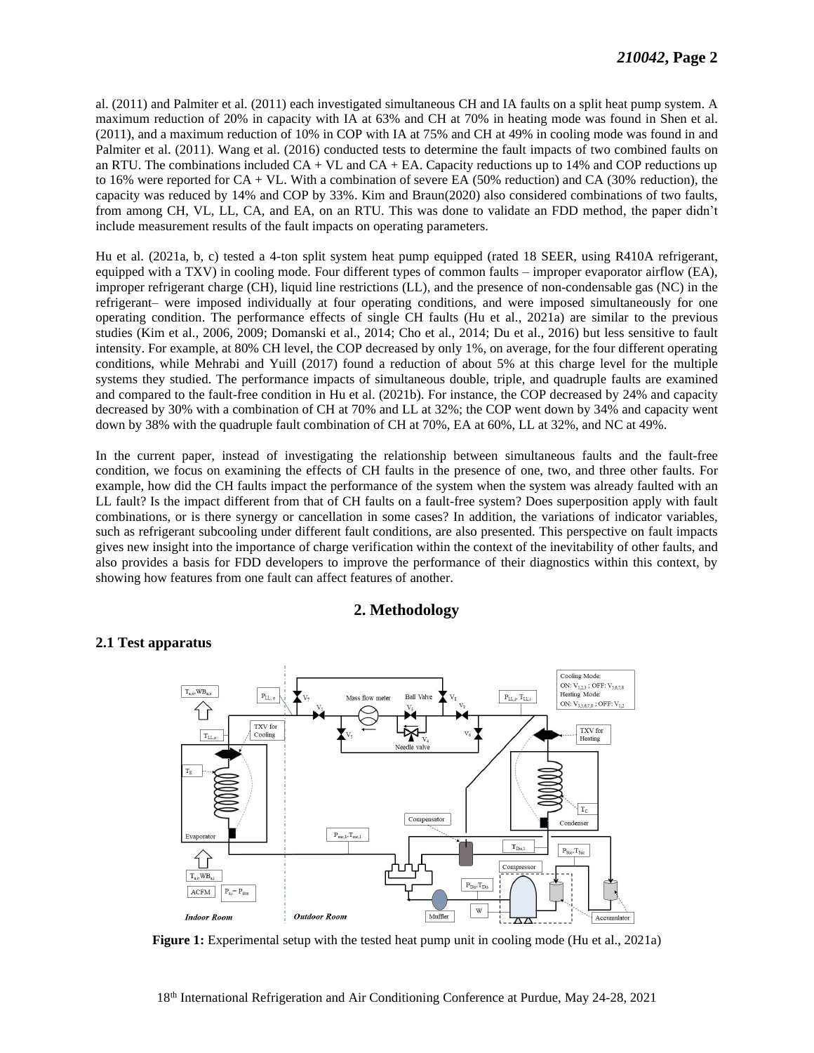al. (2011) and Palmiter et al. (2011) each investigated simultaneous CH and IA faults on a split heat pump system. A maximum reduction of 20% in capacity with IA at 63% and CH at 70% in heating mode was found in Shen et al. (2011), and a maximum reduction of 10% in COP with IA at 75% and CH at 49% in cooling mode was found in and Palmiter et al. (2011). Wang et al. (2016) conducted tests to determine the fault impacts of two combined faults on an RTU. The combinations included CA + VL and CA + EA. Capacity reductions up to 14% and COP reductions up to 16% were reported for CA + VL. With a combination of severe EA (50% reduction) and CA (30% reduction), the capacity was reduced by 14% and COP by 33%. Kim and Braun(2020) also considered combinations of two faults, from among CH, VL, LL, CA, and EA, on an RTU. This was done to validate an FDD method, the paper didn't include measurement results of the fault impacts on operating parameters.

Hu et al. (2021a, b, c) tested a 4-ton split system heat pump equipped (rated 18 SEER, using R410A refrigerant, equipped with a TXV) in cooling mode. Four different types of common faults – improper evaporator airflow (EA), improper refrigerant charge (CH), liquid line restrictions (LL), and the presence of non-condensable gas (NC) in the refrigerant– were imposed individually at four operating conditions, and were imposed simultaneously for one operating condition. The performance effects of single CH faults (Hu et al., 2021a) are similar to the previous studies (Kim et al., 2006, 2009; Domanski et al., 2014; Cho et al., 2014; Du et al., 2016) but less sensitive to fault intensity. For example, at 80% CH level, the COP decreased by only 1%, on average, for the four different operating conditions, while Mehrabi and Yuill (2017) found a reduction of about 5% at this charge level for the multiple systems they studied. The performance impacts of simultaneous double, triple, and quadruple faults are examined and compared to the fault-free condition in Hu et al. (2021b). For instance, the COP decreased by 24% and capacity decreased by 30% with a combination of CH at 70% and LL at 32%; the COP went down by 34% and capacity went down by 38% with the quadruple fault combination of CH at 70%, EA at 60%, LL at 32%, and NC at 49%.

In the current paper, instead of investigating the relationship between simultaneous faults and the fault-free condition, we focus on examining the effects of CH faults in the presence of one, two, and three other faults. For example, how did the CH faults impact the performance of the system when the system was already faulted with an LL fault? Is the impact different from that of CH faults on a fault-free system? Does superposition apply with fault combinations, or is there synergy or cancellation in some cases? In addition, the variations of indicator variables, such as refrigerant subcooling under different fault conditions, are also presented. This perspective on fault impacts gives new insight into the importance of charge verification within the context of the inevitability of other faults, and also provides a basis for FDD developers to improve the performance of their diagnostics within this context, by showing how features from one fault can affect features of another.

## 2. Methodology

### 2.1 Test apparatus

**Figure 1:** Experimental setup with the tested heat pump unit in cooling mode (Hu et al., 2021a)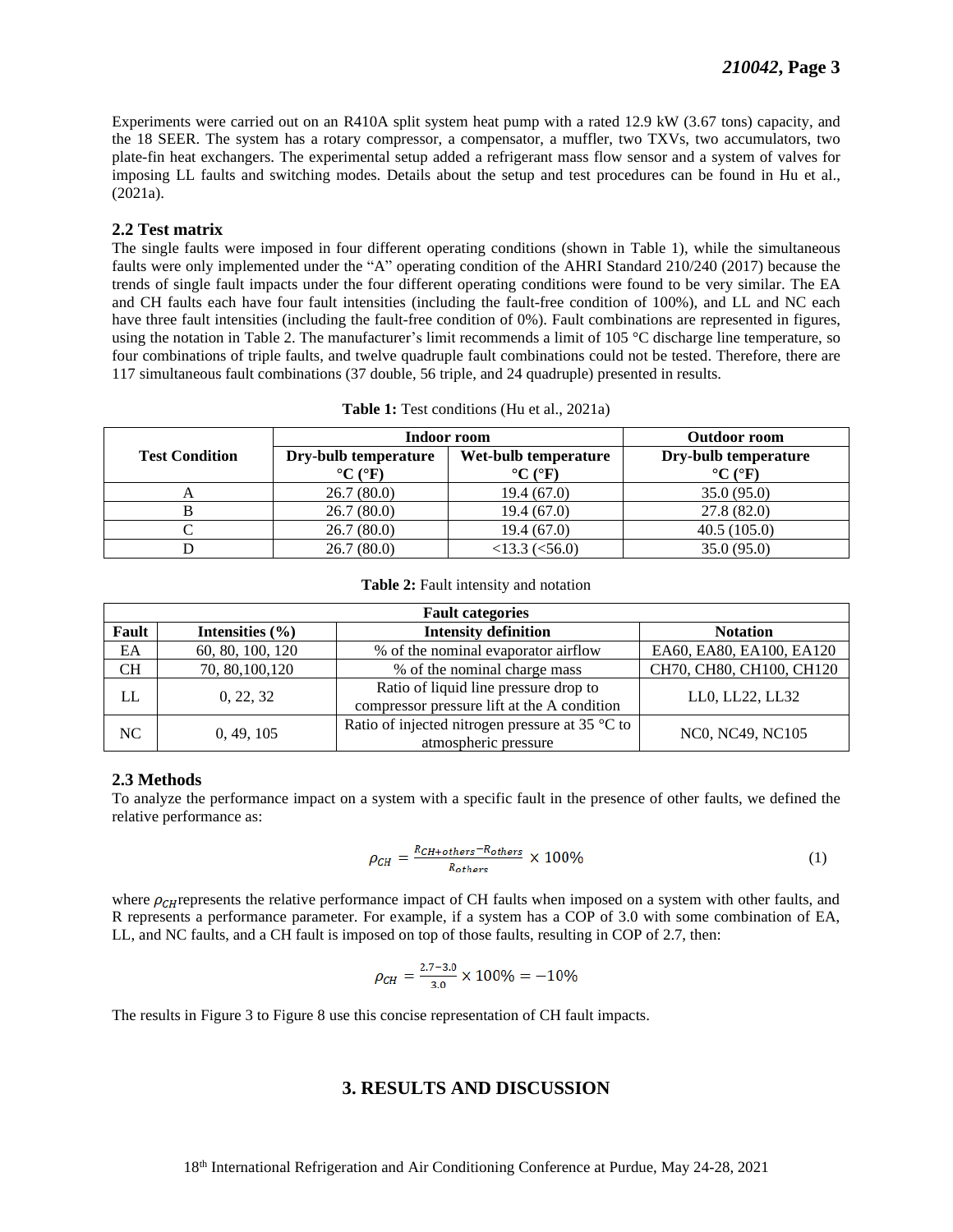Experiments were carried out on an R410A split system heat pump with a rated 12.9 kW (3.67 tons) capacity, and the 18 SEER. The system has a rotary compressor, a compensator, a muffler, two TXVs, two accumulators, two plate-fin heat exchangers. The experimental setup added a refrigerant mass flow sensor and a system of valves for imposing LL faults and switching modes. Details about the setup and test procedures can be found in Hu et al., (2021a).

### 2.2 Test matrix

The single faults were imposed in four different operating conditions (shown in Table 1), while the simultaneous faults were only implemented under the "A" operating condition of the AHRI Standard 210/240 (2017) because the trends of single fault impacts under the four different operating conditions were found to be very similar. The EA and CH faults each have four fault intensities (including the fault-free condition of 100%), and LL and NC each have three fault intensities (including the fault-free condition of 0%). Fault combinations are represented in figures, using the notation in Table 2. The manufacturer's limit recommends a limit of 105 °C discharge line temperature, so four combinations of triple faults, and twelve quadruple fault combinations could not be tested. Therefore, there are 117 simultaneous fault combinations (37 double, 56 triple, and 24 quadruple) presented in results.

**Table 1:** Test conditions (Hu et al., 2021a)

| Test Condition | Indoor room | | Outdoor room |
|---|---|---|---|
| | **Dry-bulb temperature °C (°F)** | **Wet-bulb temperature °C (°F)** | **Dry-bulb temperature °C (°F)** |
| A | 26.7 (80.0) | 19.4 (67.0) | 35.0 (95.0) |
| B | 26.7 (80.0) | 19.4 (67.0) | 27.8 (82.0) |
| C | 26.7 (80.0) | 19.4 (67.0) | 40.5 (105.0) |
| D | 26.7 (80.0) | <13.3 (<56.0) | 35.0 (95.0) |

**Table 2:** Fault intensity and notation

| Fault categories | | | |
|---|---|---|---|
| **Fault** | **Intensities (%)** | **Intensity definition** | **Notation** |
| EA | 60, 80, 100, 120 | % of the nominal evaporator airflow | EA60, EA80, EA100, EA120 |
| CH | 70, 80,100,120 | % of the nominal charge mass | CH70, CH80, CH100, CH120 |
| LL | 0, 22, 32 | Ratio of liquid line pressure drop to compressor pressure lift at the A condition | LL0, LL22, LL32 |
| NC | 0, 49, 105 | Ratio of injected nitrogen pressure at 35 °C to atmospheric pressure | NC0, NC49, NC105 |

### 2.3 Methods

To analyze the performance impact on a system with a specific fault in the presence of other faults, we defined the relative performance as:

$$\rho_{CH} = \frac{R_{CH+others} - R_{others}}{R_{others}} \times 100\% \tag{1}$$

where $\rho_{CH}$ represents the relative performance impact of CH faults when imposed on a system with other faults, and R represents a performance parameter. For example, if a system has a COP of 3.0 with some combination of EA, LL, and NC faults, and a CH fault is imposed on top of those faults, resulting in COP of 2.7, then:

$$\rho_{CH} = \frac{2.7 - 3.0}{3.0} \times 100\% = -10\%$$

The results in Figure 3 to Figure 8 use this concise representation of CH fault impacts.

## 3. RESULTS AND DISCUSSION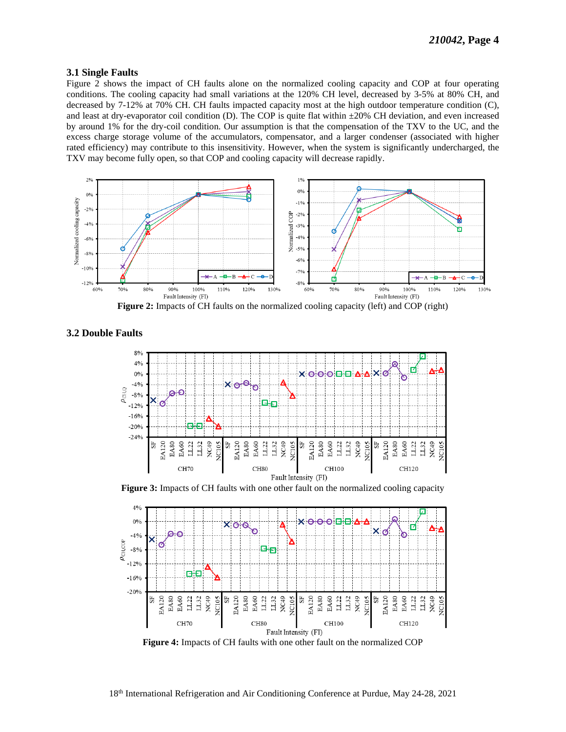### 3.1 Single Faults

Figure 2 shows the impact of CH faults alone on the normalized cooling capacity and COP at four operating conditions. The cooling capacity had small variations at the 120% CH level, decreased by 3-5% at 80% CH, and decreased by 7-12% at 70% CH. CH faults impacted capacity most at the high outdoor temperature condition (C), and least at dry-evaporator coil condition (D). The COP is quite flat within ±20% CH deviation, and even increased by around 1% for the dry-coil condition. Our assumption is that the compensation of the TXV to the UC, and the excess charge storage volume of the accumulators, compensator, and a larger condenser (associated with higher rated efficiency) may contribute to this insensitivity. However, when the system is significantly undercharged, the TXV may become fully open, so that COP and cooling capacity will decrease rapidly.

**Figure 2:** Impacts of CH faults on the normalized cooling capacity (left) and COP (right)

### 3.2 Double Faults

**Figure 3:** Impacts of CH faults with one other fault on the normalized cooling capacity

**Figure 4:** Impacts of CH faults with one other fault on the normalized COP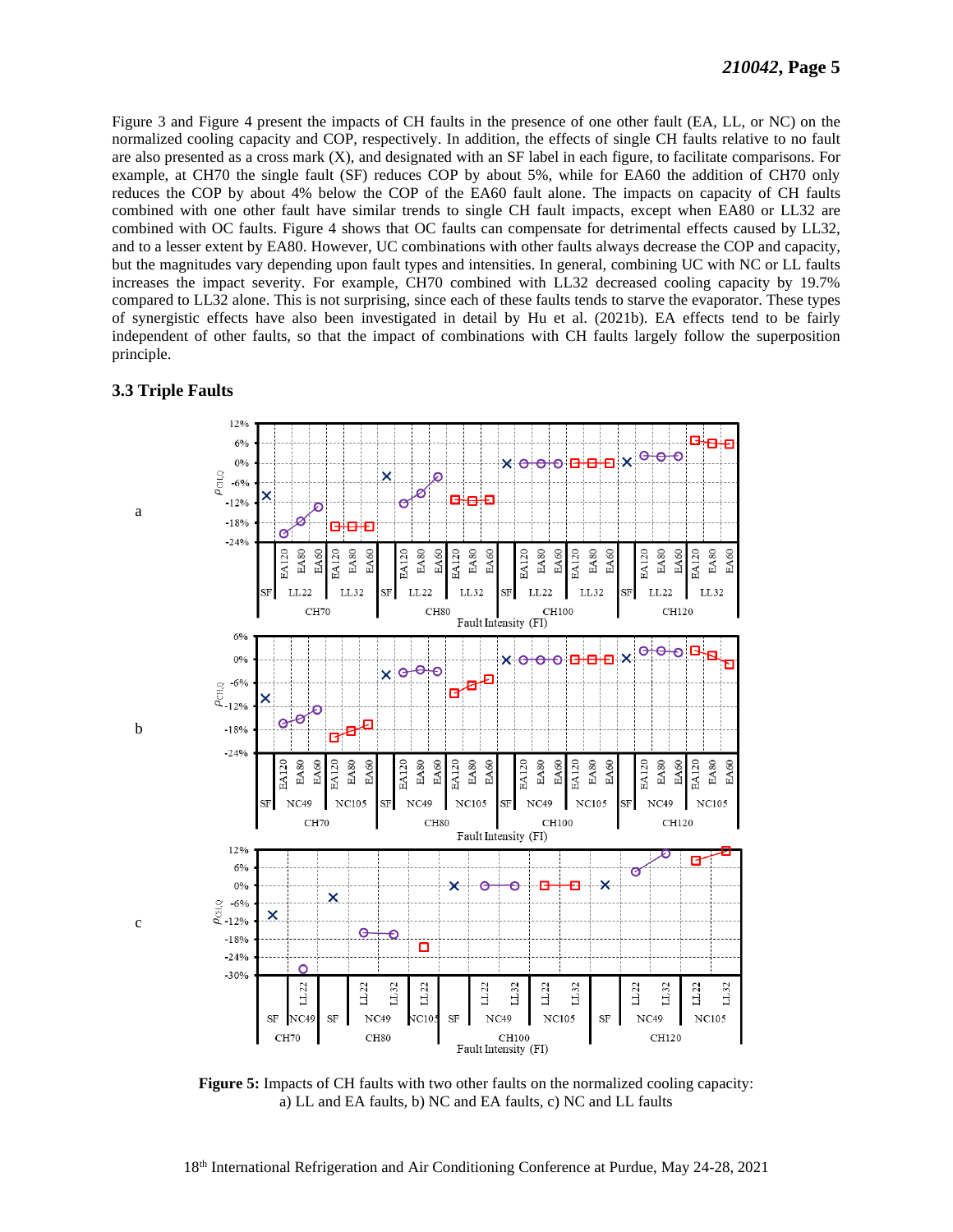Figure 3 and Figure 4 present the impacts of CH faults in the presence of one other fault (EA, LL, or NC) on the normalized cooling capacity and COP, respectively. In addition, the effects of single CH faults relative to no fault are also presented as a cross mark (X), and designated with an SF label in each figure, to facilitate comparisons. For example, at CH70 the single fault (SF) reduces COP by about 5%, while for EA60 the addition of CH70 only reduces the COP by about 4% below the COP of the EA60 fault alone. The impacts on capacity of CH faults combined with one other fault have similar trends to single CH fault impacts, except when EA80 or LL32 are combined with OC faults. Figure 4 shows that OC faults can compensate for detrimental effects caused by LL32, and to a lesser extent by EA80. However, UC combinations with other faults always decrease the COP and capacity, but the magnitudes vary depending upon fault types and intensities. In general, combining UC with NC or LL faults increases the impact severity. For example, CH70 combined with LL32 decreased cooling capacity by 19.7% compared to LL32 alone. This is not surprising, since each of these faults tends to starve the evaporator. These types of synergistic effects have also been investigated in detail by Hu et al. (2021b). EA effects tend to be fairly independent of other faults, so that the impact of combinations with CH faults largely follow the superposition principle.

### 3.3 Triple Faults

**Figure 5:** Impacts of CH faults with two other faults on the normalized cooling capacity: a) LL and EA faults, b) NC and EA faults, c) NC and LL faults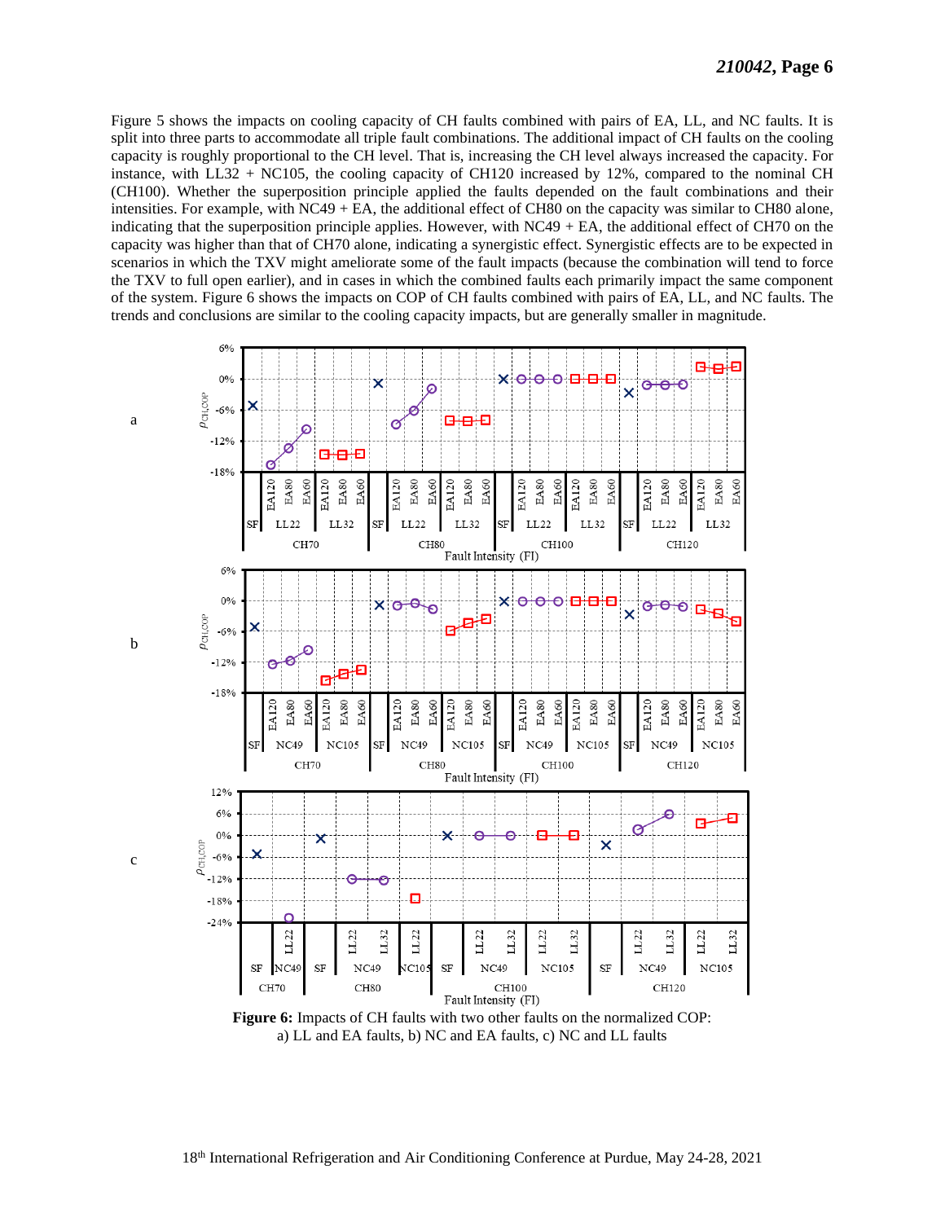Figure 5 shows the impacts on cooling capacity of CH faults combined with pairs of EA, LL, and NC faults. It is split into three parts to accommodate all triple fault combinations. The additional impact of CH faults on the cooling capacity is roughly proportional to the CH level. That is, increasing the CH level always increased the capacity. For instance, with LL32 + NC105, the cooling capacity of CH120 increased by 12%, compared to the nominal CH (CH100). Whether the superposition principle applied the faults depended on the fault combinations and their intensities. For example, with NC49 + EA, the additional effect of CH80 on the capacity was similar to CH80 alone, indicating that the superposition principle applies. However, with NC49 + EA, the additional effect of CH70 on the capacity was higher than that of CH70 alone, indicating a synergistic effect. Synergistic effects are to be expected in scenarios in which the TXV might ameliorate some of the fault impacts (because the combination will tend to force the TXV to full open earlier), and in cases in which the combined faults each primarily impact the same component of the system. Figure 6 shows the impacts on COP of CH faults combined with pairs of EA, LL, and NC faults. The trends and conclusions are similar to the cooling capacity impacts, but are generally smaller in magnitude.

**Figure 6:** Impacts of CH faults with two other faults on the normalized COP: a) LL and EA faults, b) NC and EA faults, c) NC and LL faults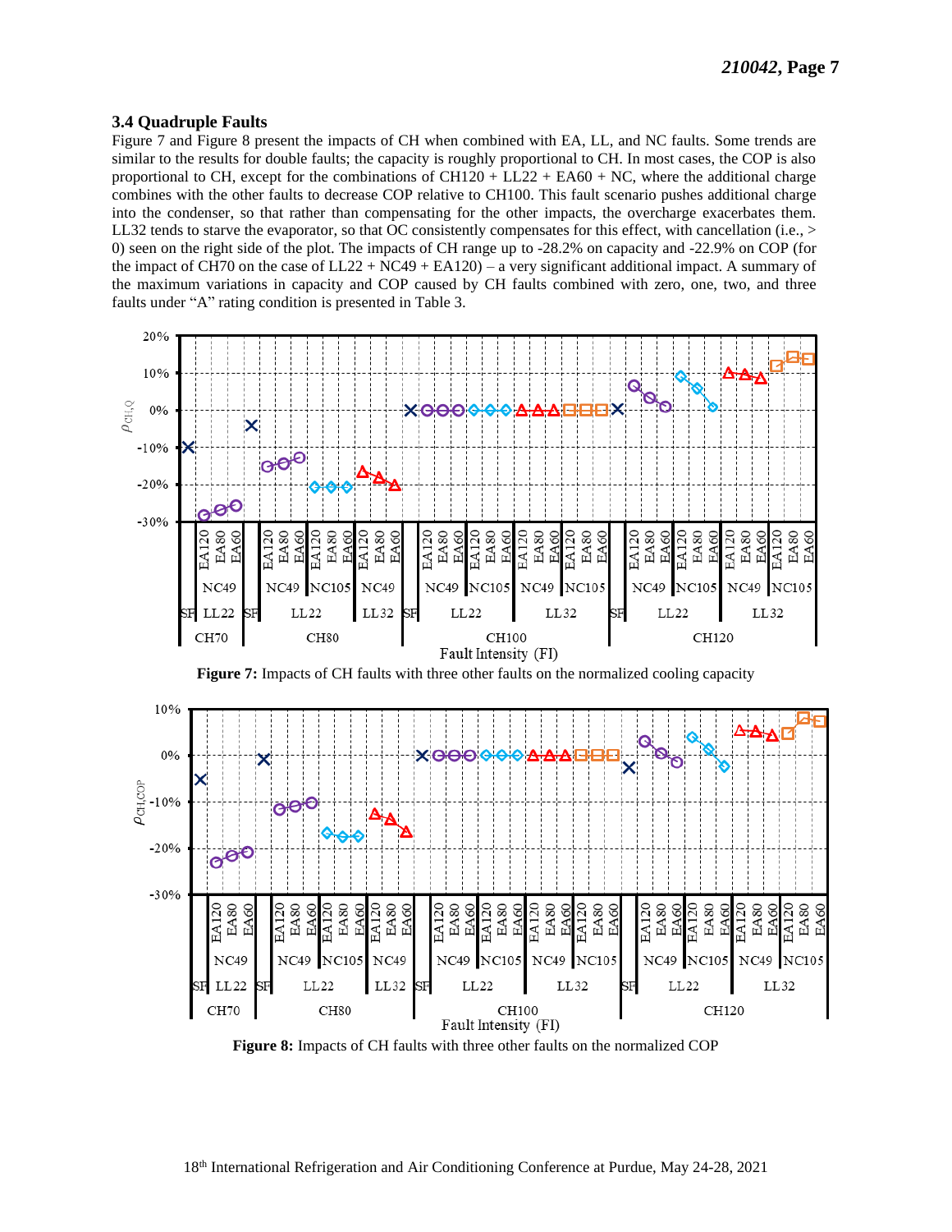### 3.4 Quadruple Faults

Figure 7 and Figure 8 present the impacts of CH when combined with EA, LL, and NC faults. Some trends are similar to the results for double faults; the capacity is roughly proportional to CH. In most cases, the COP is also proportional to CH, except for the combinations of CH120 + LL22 + EA60 + NC, where the additional charge combines with the other faults to decrease COP relative to CH100. This fault scenario pushes additional charge into the condenser, so that rather than compensating for the other impacts, the overcharge exacerbates them. LL32 tends to starve the evaporator, so that OC consistently compensates for this effect, with cancellation (i.e., > 0) seen on the right side of the plot. The impacts of CH range up to -28.2% on capacity and -22.9% on COP (for the impact of CH70 on the case of LL22 + NC49 + EA120) – a very significant additional impact. A summary of the maximum variations in capacity and COP caused by CH faults combined with zero, one, two, and three faults under "A" rating condition is presented in Table 3.

**Figure 7:** Impacts of CH faults with three other faults on the normalized cooling capacity

**Figure 8:** Impacts of CH faults with three other faults on the normalized COP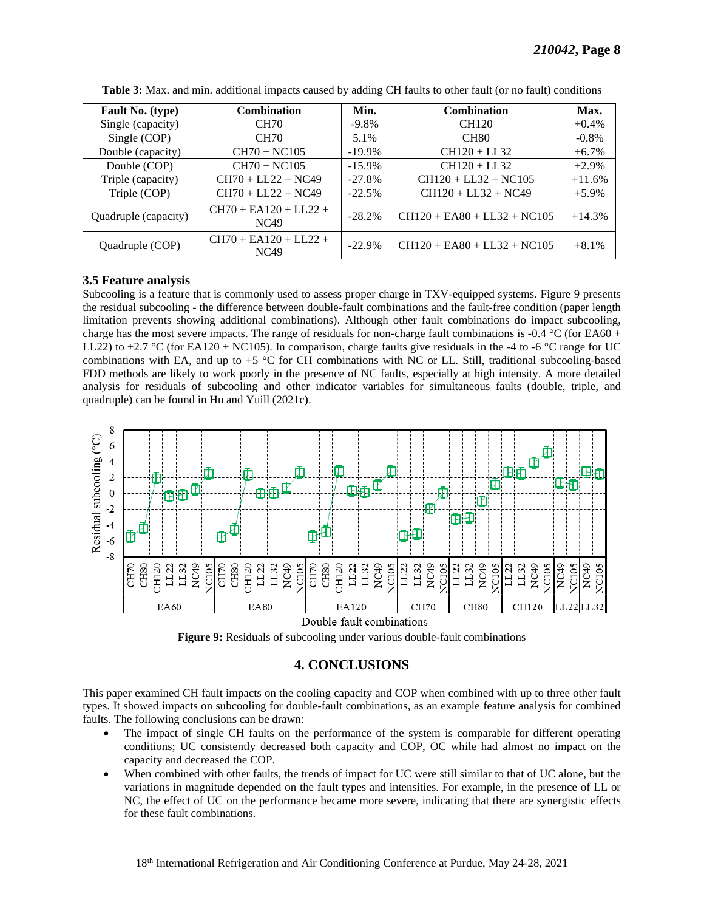**Table 3:** Max. and min. additional impacts caused by adding CH faults to other fault (or no fault) conditions

| Fault No. (type) | Combination | Min. | Combination | Max. |
|---|---|---|---|---|
| Single (capacity) | CH70 | -9.8% | CH120 | +0.4% |
| Single (COP) | CH70 | 5.1% | CH80 | -0.8% |
| Double (capacity) | CH70 + NC105 | -19.9% | CH120 + LL32 | +6.7% |
| Double (COP) | CH70 + NC105 | -15.9% | CH120 + LL32 | +2.9% |
| Triple (capacity) | CH70 + LL22 + NC49 | -27.8% | CH120 + LL32 + NC105 | +11.6% |
| Triple (COP) | CH70 + LL22 + NC49 | -22.5% | CH120 + LL32 + NC49 | +5.9% |
| Quadruple (capacity) | CH70 + EA120 + LL22 + NC49 | -28.2% | CH120 + EA80 + LL32 + NC105 | +14.3% |
| Quadruple (COP) | CH70 + EA120 + LL22 + NC49 | -22.9% | CH120 + EA80 + LL32 + NC105 | +8.1% |

### 3.5 Feature analysis

Subcooling is a feature that is commonly used to assess proper charge in TXV-equipped systems. Figure 9 presents the residual subcooling - the difference between double-fault combinations and the fault-free condition (paper length limitation prevents showing additional combinations). Although other fault combinations do impact subcooling, charge has the most severe impacts. The range of residuals for non-charge fault combinations is -0.4 °C (for EA60 + LL22) to +2.7 °C (for EA120 + NC105). In comparison, charge faults give residuals in the -4 to -6 °C range for UC combinations with EA, and up to +5 °C for CH combinations with NC or LL. Still, traditional subcooling-based FDD methods are likely to work poorly in the presence of NC faults, especially at high intensity. A more detailed analysis for residuals of subcooling and other indicator variables for simultaneous faults (double, triple, and quadruple) can be found in Hu and Yuill (2021c).

**Figure 9:** Residuals of subcooling under various double-fault combinations

## 4. CONCLUSIONS

This paper examined CH fault impacts on the cooling capacity and COP when combined with up to three other fault types. It showed impacts on subcooling for double-fault combinations, as an example feature analysis for combined faults. The following conclusions can be drawn:

- The impact of single CH faults on the performance of the system is comparable for different operating conditions; UC consistently decreased both capacity and COP, OC while had almost no impact on the capacity and decreased the COP.
- When combined with other faults, the trends of impact for UC were still similar to that of UC alone, but the variations in magnitude depended on the fault types and intensities. For example, in the presence of LL or NC, the effect of UC on the performance became more severe, indicating that there are synergistic effects for these fault combinations.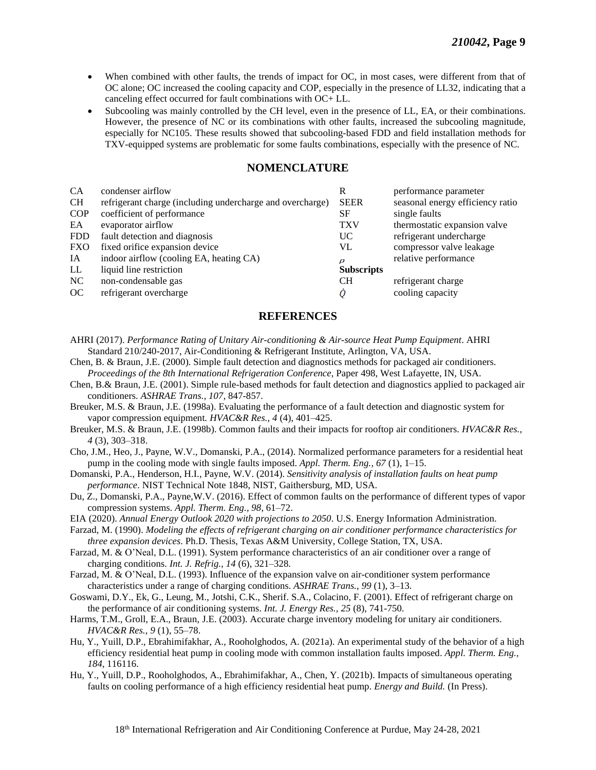- When combined with other faults, the trends of impact for OC, in most cases, were different from that of OC alone; OC increased the cooling capacity and COP, especially in the presence of LL32, indicating that a canceling effect occurred for fault combinations with OC+ LL.
- Subcooling was mainly controlled by the CH level, even in the presence of LL, EA, or their combinations. However, the presence of NC or its combinations with other faults, increased the subcooling magnitude, especially for NC105. These results showed that subcooling-based FDD and field installation methods for TXV-equipped systems are problematic for some faults combinations, especially with the presence of NC.

## NOMENCLATURE

| | | | |
|---|---|---|---|
| CA | condenser airflow | R | performance parameter |
| CH | refrigerant charge (including undercharge and overcharge) | SEER | seasonal energy efficiency ratio |
| COP | coefficient of performance | SF | single faults |
| EA | evaporator airflow | TXV | thermostatic expansion valve |
| FDD | fault detection and diagnosis | UC | refrigerant undercharge |
| FXO | fixed orifice expansion device | VL | compressor valve leakage |
| IA | indoor airflow (cooling EA, heating CA) | $\rho$ | relative performance |
| LL | liquid line restriction | **Subscripts** | |
| NC | non-condensable gas | CH | refrigerant charge |
| OC | refrigerant overcharge | $\dot{Q}$ | cooling capacity |

## REFERENCES

AHRI (2017). *Performance Rating of Unitary Air-conditioning & Air-source Heat Pump Equipment*. AHRI Standard 210/240-2017, Air-Conditioning & Refrigerant Institute, Arlington, VA, USA.

Chen, B. & Braun, J.E. (2000). Simple fault detection and diagnostics methods for packaged air conditioners. *Proceedings of the 8th International Refrigeration Conference*, Paper 498, West Lafayette, IN, USA.

Chen, B.& Braun, J.E. (2001). Simple rule-based methods for fault detection and diagnostics applied to packaged air conditioners. *ASHRAE Trans., 107*, 847-857.

Breuker, M.S. & Braun, J.E. (1998a). Evaluating the performance of a fault detection and diagnostic system for vapor compression equipment. *HVAC&R Res., 4* (4), 401–425.

Breuker, M.S. & Braun, J.E. (1998b). Common faults and their impacts for rooftop air conditioners. *HVAC&R Res., 4* (3), 303–318.

Cho, J.M., Heo, J., Payne, W.V., Domanski, P.A., (2014). Normalized performance parameters for a residential heat pump in the cooling mode with single faults imposed. *Appl. Therm. Eng., 67* (1), 1–15.

Domanski, P.A., Henderson, H.I., Payne, W.V. (2014). *Sensitivity analysis of installation faults on heat pump performance*. NIST Technical Note 1848, NIST, Gaithersburg, MD, USA.

Du, Z., Domanski, P.A., Payne,W.V. (2016). Effect of common faults on the performance of different types of vapor compression systems. *Appl. Therm. Eng., 98*, 61–72.

EIA (2020). *Annual Energy Outlook 2020 with projections to 2050*. U.S. Energy Information Administration.

Farzad, M. (1990). *Modeling the effects of refrigerant charging on air conditioner performance characteristics for three expansion devices*. Ph.D. Thesis, Texas A&M University, College Station, TX, USA.

Farzad, M. & O'Neal, D.L. (1991). System performance characteristics of an air conditioner over a range of charging conditions. *Int. J. Refrig., 14* (6), 321–328.

Farzad, M. & O'Neal, D.L. (1993). Influence of the expansion valve on air-conditioner system performance characteristics under a range of charging conditions. *ASHRAE Trans., 99* (1), 3–13.

Goswami, D.Y., Ek, G., Leung, M., Jotshi, C.K., Sherif. S.A., Colacino, F. (2001). Effect of refrigerant charge on the performance of air conditioning systems. *Int. J. Energy Res., 25* (8), 741-750.

Harms, T.M., Groll, E.A., Braun, J.E. (2003). Accurate charge inventory modeling for unitary air conditioners. *HVAC&R Res., 9* (1), 55–78.

Hu, Y., Yuill, D.P., Ebrahimifakhar, A., Rooholghodos, A. (2021a). An experimental study of the behavior of a high efficiency residential heat pump in cooling mode with common installation faults imposed. *Appl. Therm. Eng., 184*, 116116.

Hu, Y., Yuill, D.P., Rooholghodos, A., Ebrahimifakhar, A., Chen, Y. (2021b). Impacts of simultaneous operating faults on cooling performance of a high efficiency residential heat pump. *Energy and Build.* (In Press).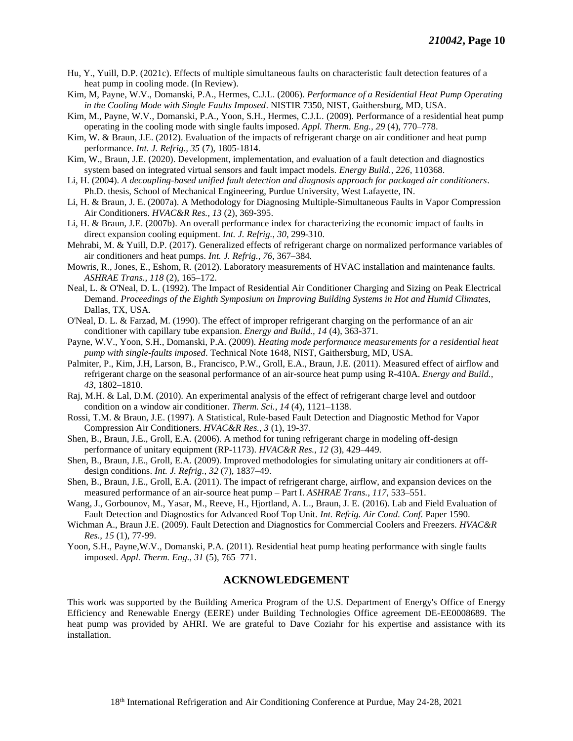Hu, Y., Yuill, D.P. (2021c). Effects of multiple simultaneous faults on characteristic fault detection features of a heat pump in cooling mode. (In Review).

Kim, M, Payne, W.V., Domanski, P.A., Hermes, C.J.L. (2006). *Performance of a Residential Heat Pump Operating in the Cooling Mode with Single Faults Imposed*. NISTIR 7350, NIST, Gaithersburg, MD, USA.

Kim, M., Payne, W.V., Domanski, P.A., Yoon, S.H., Hermes, C.J.L. (2009). Performance of a residential heat pump operating in the cooling mode with single faults imposed. *Appl. Therm. Eng., 29* (4), 770–778.

Kim, W. & Braun, J.E. (2012). Evaluation of the impacts of refrigerant charge on air conditioner and heat pump performance. *Int. J. Refrig., 35* (7), 1805-1814.

Kim, W., Braun, J.E. (2020). Development, implementation, and evaluation of a fault detection and diagnostics system based on integrated virtual sensors and fault impact models. *Energy Build., 226*, 110368.

Li, H. (2004). *A decoupling-based unified fault detection and diagnosis approach for packaged air conditioners*. Ph.D. thesis, School of Mechanical Engineering, Purdue University, West Lafayette, IN.

Li, H. & Braun, J. E. (2007a). A Methodology for Diagnosing Multiple-Simultaneous Faults in Vapor Compression Air Conditioners. *HVAC&R Res., 13* (2), 369-395.

Li, H. & Braun, J.E. (2007b). An overall performance index for characterizing the economic impact of faults in direct expansion cooling equipment. *Int. J. Refrig., 30*, 299-310.

Mehrabi, M. & Yuill, D.P. (2017). Generalized effects of refrigerant charge on normalized performance variables of air conditioners and heat pumps. *Int. J. Refrig., 76*, 367–384.

Mowris, R., Jones, E., Eshom, R. (2012). Laboratory measurements of HVAC installation and maintenance faults. *ASHRAE Trans., 118* (2), 165–172.

Neal, L. & O'Neal, D. L. (1992). The Impact of Residential Air Conditioner Charging and Sizing on Peak Electrical Demand. *Proceedings of the Eighth Symposium on Improving Building Systems in Hot and Humid Climates*, Dallas, TX, USA.

O'Neal, D. L. & Farzad, M. (1990). The effect of improper refrigerant charging on the performance of an air conditioner with capillary tube expansion. *Energy and Build., 14* (4), 363-371.

Payne, W.V., Yoon, S.H., Domanski, P.A. (2009). *Heating mode performance measurements for a residential heat pump with single-faults imposed*. Technical Note 1648, NIST, Gaithersburg, MD, USA.

Palmiter, P., Kim, J.H, Larson, B., Francisco, P.W., Groll, E.A., Braun, J.E. (2011). Measured effect of airflow and refrigerant charge on the seasonal performance of an air-source heat pump using R-410A. *Energy and Build., 43*, 1802–1810.

Raj, M.H. & Lal, D.M. (2010). An experimental analysis of the effect of refrigerant charge level and outdoor condition on a window air conditioner. *Therm. Sci., 14* (4), 1121–1138.

Rossi, T.M. & Braun, J.E. (1997). A Statistical, Rule-based Fault Detection and Diagnostic Method for Vapor Compression Air Conditioners. *HVAC&R Res., 3* (1), 19-37.

Shen, B., Braun, J.E., Groll, E.A. (2006). A method for tuning refrigerant charge in modeling off-design performance of unitary equipment (RP-1173). *HVAC&R Res., 12* (3), 429–449.

Shen, B., Braun, J.E., Groll, E.A. (2009). Improved methodologies for simulating unitary air conditioners at off-design conditions. *Int. J. Refrig., 32* (7), 1837–49.

Shen, B., Braun, J.E., Groll, E.A. (2011). The impact of refrigerant charge, airflow, and expansion devices on the measured performance of an air-source heat pump – Part I. *ASHRAE Trans., 117*, 533–551.

Wang, J., Gorbounov, M., Yasar, M., Reeve, H., Hjortland, A. L., Braun, J. E. (2016). Lab and Field Evaluation of Fault Detection and Diagnostics for Advanced Roof Top Unit. *Int. Refrig. Air Cond. Conf.* Paper 1590.

Wichman A., Braun J.E. (2009). Fault Detection and Diagnostics for Commercial Coolers and Freezers. *HVAC&R Res., 15* (1), 77-99.

Yoon, S.H., Payne,W.V., Domanski, P.A. (2011). Residential heat pump heating performance with single faults imposed. *Appl. Therm. Eng., 31* (5), 765–771.

## ACKNOWLEDGEMENT

This work was supported by the Building America Program of the U.S. Department of Energy's Office of Energy Efficiency and Renewable Energy (EERE) under Building Technologies Office agreement DE-EE0008689. The heat pump was provided by AHRI. We are grateful to Dave Coziahr for his expertise and assistance with its installation.